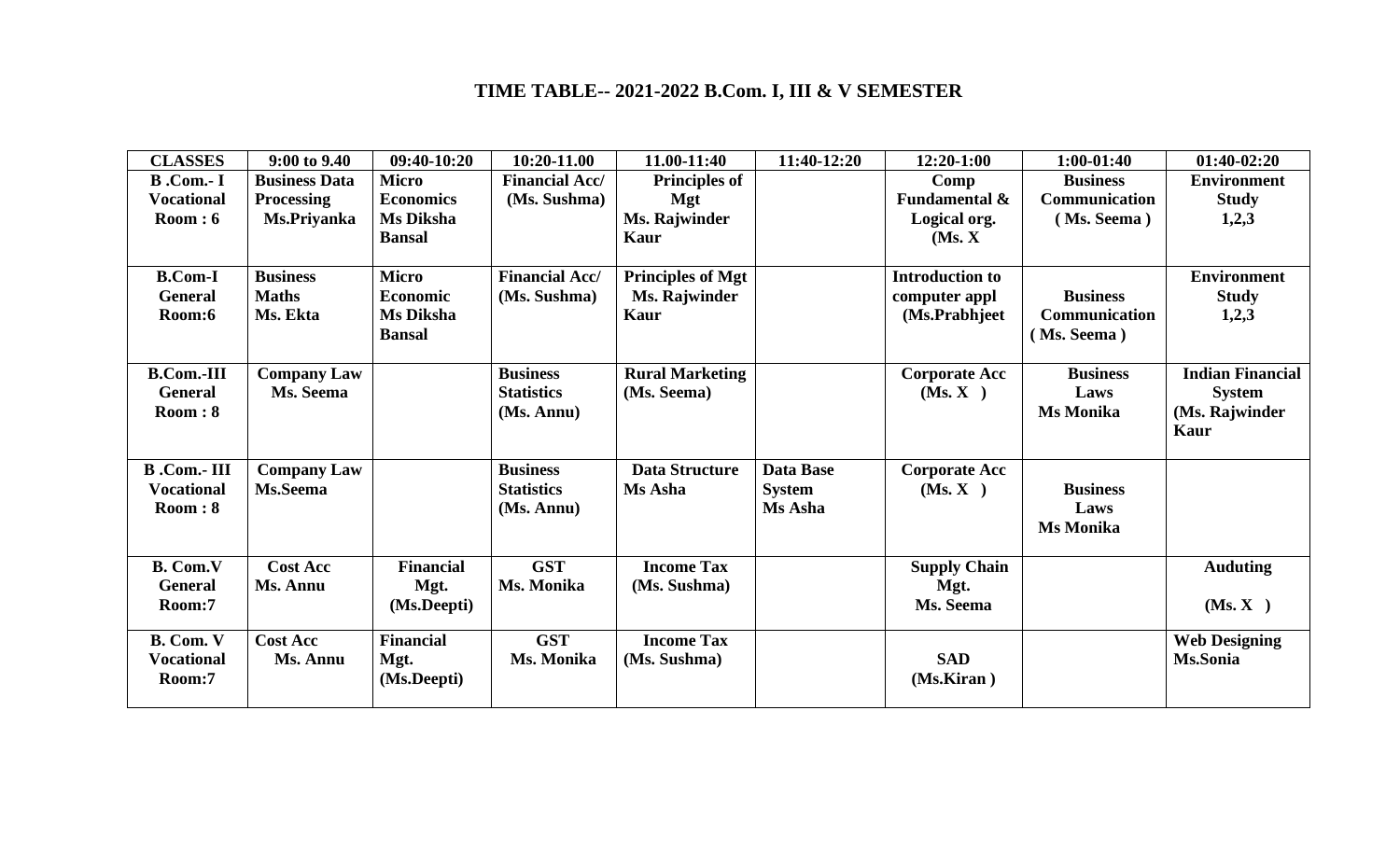# TIME TABLE-- 2021-2022 B.Com. I, III & V SEMESTER

| CLASSES | 9:00 to 9.40 | 09:40-10:20 | 10:20-11.00 | 11.00-11:40 | 11:40-12:20 | 12:20-1:00 | 1:00-01:40 | 01:40-02:20 |
|---|---|---|---|---|---|---|---|---|
| **B .Com.- I Vocational Room : 6** | **Business Data Processing Ms.Priyanka** | **Micro Economics Ms Diksha Bansal** | **Financial Acc/ (Ms. Sushma)** | **Principles of Mgt Ms. Rajwinder Kaur** | | **Comp Fundamental & Logical org. (Ms. X** | **Business Communication ( Ms. Seema )** | **Environment Study 1,2,3** |
| **B.Com-I General Room:6** | **Business Maths Ms. Ekta** | **Micro Economic Ms Diksha Bansal** | **Financial Acc/ (Ms. Sushma)** | **Principles of Mgt Ms. Rajwinder Kaur** | | **Introduction to computer appl (Ms.Prabhjeet** | **Business Communication ( Ms. Seema )** | **Environment Study 1,2,3** |
| **B.Com.-III General Room : 8** | **Company Law Ms. Seema** | | **Business Statistics (Ms. Annu)** | **Rural Marketing (Ms. Seema)** | | **Corporate Acc (Ms. X )** | **Business Laws Ms Monika** | **Indian Financial System (Ms. Rajwinder Kaur** |
| **B .Com.- III Vocational Room : 8** | **Company Law Ms.Seema** | | **Business Statistics (Ms. Annu)** | **Data Structure Ms Asha** | **Data Base System Ms Asha** | **Corporate Acc (Ms. X )** | **Business Laws Ms Monika** | |
| **B. Com.V General Room:7** | **Cost Acc Ms. Annu** | **Financial Mgt. (Ms.Deepti)** | **GST Ms. Monika** | **Income Tax (Ms. Sushma)** | | **Supply Chain Mgt. Ms. Seema** | | **Auduting (Ms. X )** |
| **B. Com. V Vocational Room:7** | **Cost Acc Ms. Annu** | **Financial Mgt. (Ms.Deepti)** | **GST Ms. Monika** | **Income Tax (Ms. Sushma)** | | **SAD (Ms.Kiran )** | | **Web Designing Ms.Sonia** |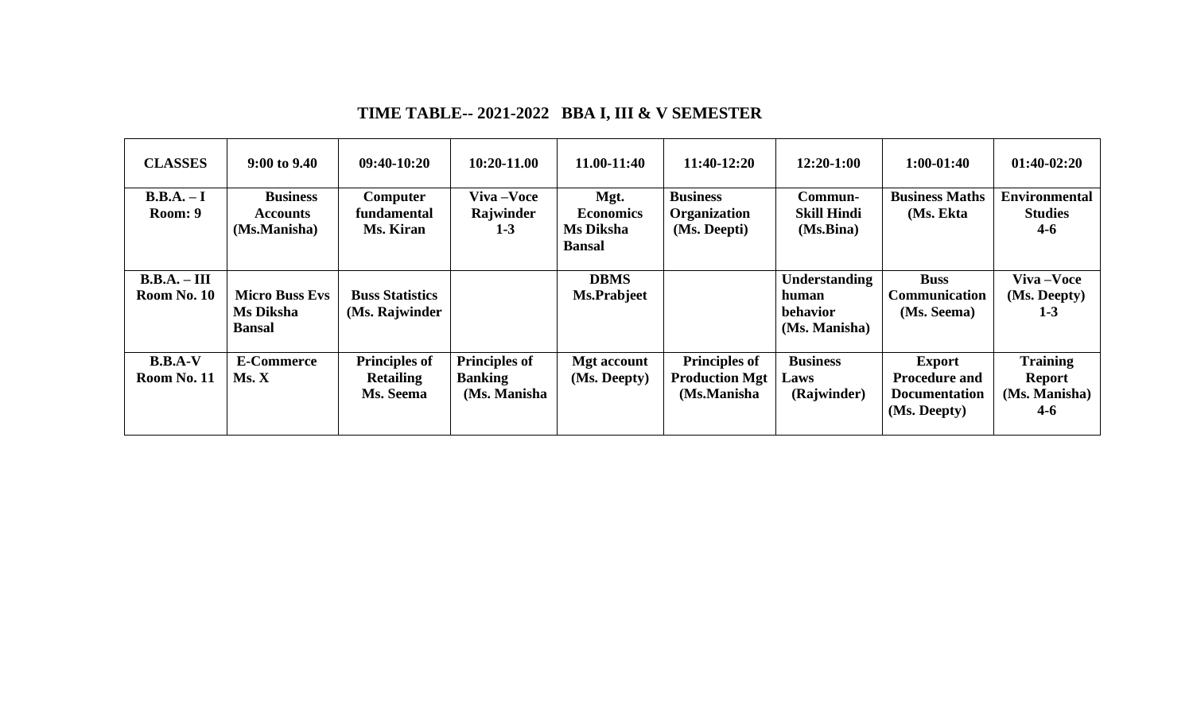**TIME TABLE-- 2021-2022 BBA I, III & V SEMESTER**

| CLASSES | 9:00 to 9.40 | 09:40-10:20 | 10:20-11.00 | 11.00-11:40 | 11:40-12:20 | 12:20-1:00 | 1:00-01:40 | 01:40-02:20 |
|---|---|---|---|---|---|---|---|---|
| B.B.A. – I Room: 9 | Business Accounts (Ms.Manisha) | Computer fundamental Ms. Kiran | Viva –Voce Rajwinder 1-3 | Mgt. Economics Ms Diksha Bansal | Business Organization (Ms. Deepti) | Commun-Skill Hindi (Ms.Bina) | Business Maths (Ms. Ekta | Environmental Studies 4-6 |
| B.B.A. – III Room No. 10 | Micro Buss Evs Ms Diksha Bansal | Buss Statistics (Ms. Rajwinder | | DBMS Ms.Prabjeet | | Understanding human behavior (Ms. Manisha) | Buss Communication (Ms. Seema) | Viva –Voce (Ms. Deepty) 1-3 |
| B.B.A-V Room No. 11 | E-Commerce Ms. X | Principles of Retailing Ms. Seema | Principles of Banking (Ms. Manisha | Mgt account (Ms. Deepty) | Principles of Production Mgt (Ms.Manisha | Business Laws (Rajwinder) | Export Procedure and Documentation (Ms. Deepty) | Training Report (Ms. Manisha) 4-6 |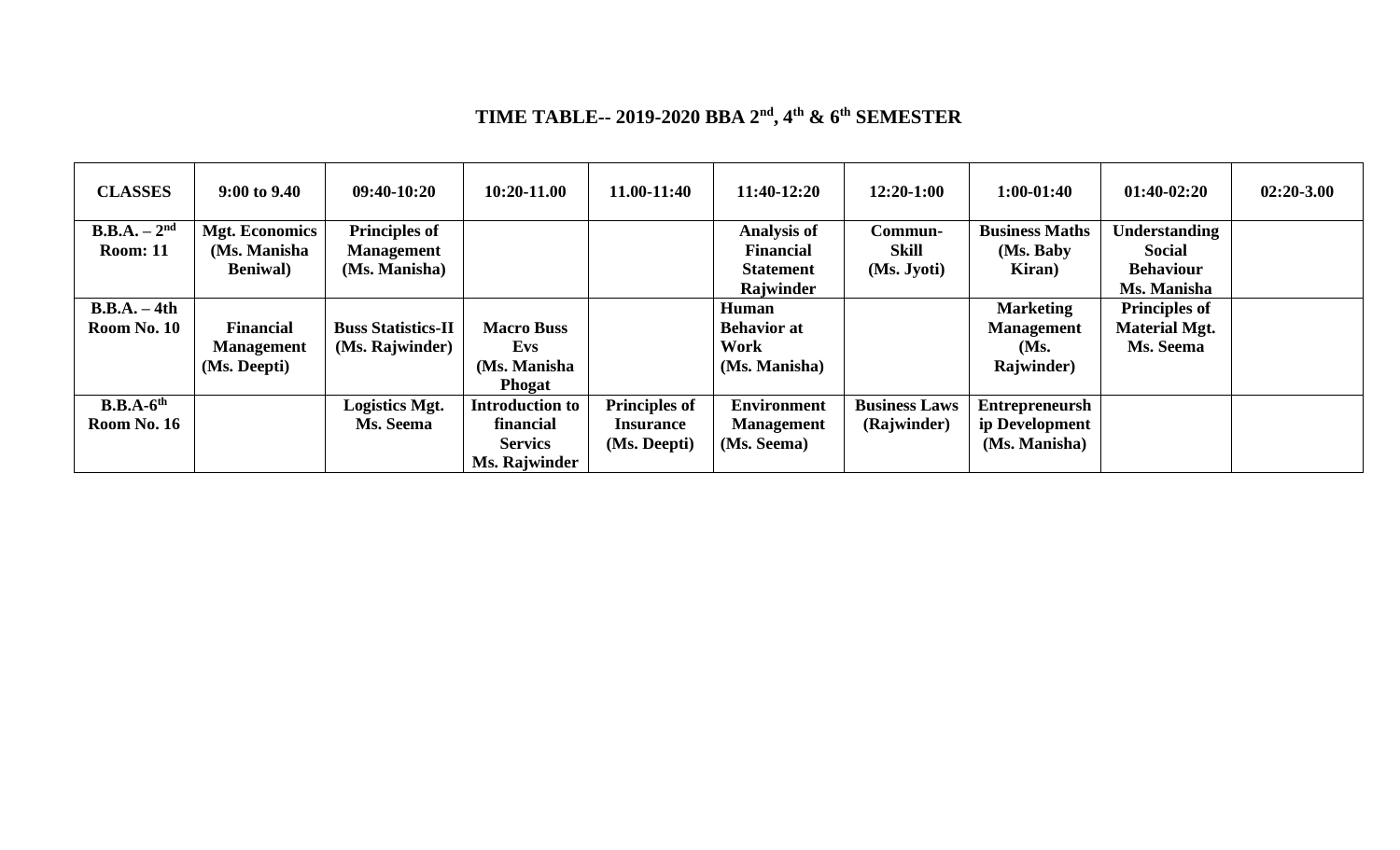# TIME TABLE-- 2019-2020 BBA 2nd, 4th & 6th SEMESTER

| CLASSES | 9:00 to 9.40 | 09:40-10:20 | 10:20-11.00 | 11.00-11:40 | 11:40-12:20 | 12:20-1:00 | 1:00-01:40 | 01:40-02:20 | 02:20-3.00 |
|---|---|---|---|---|---|---|---|---|---|
| **B.B.A. – 2nd Room: 11** | **Mgt. Economics (Ms. Manisha Beniwal)** | **Principles of Management (Ms. Manisha)** | | | **Analysis of Financial Statement Rajwinder** | **Commun-Skill (Ms. Jyoti)** | **Business Maths (Ms. Baby Kiran)** | **Understanding Social Behaviour Ms. Manisha** | |
| **B.B.A. – 4th Room No. 10** | **Financial Management (Ms. Deepti)** | **Buss Statistics-II (Ms. Rajwinder)** | **Macro Buss Evs (Ms. Manisha Phogat** | | **Human Behavior at Work (Ms. Manisha)** | | **Marketing Management (Ms. Rajwinder)** | **Principles of Material Mgt. Ms. Seema** | |
| **B.B.A-6th Room No. 16** | | **Logistics Mgt. Ms. Seema** | **Introduction to financial Servics Ms. Rajwinder** | **Principles of Insurance (Ms. Deepti)** | **Environment Management (Ms. Seema)** | **Business Laws (Rajwinder)** | **Entrepreneurship Development (Ms. Manisha)** | | |